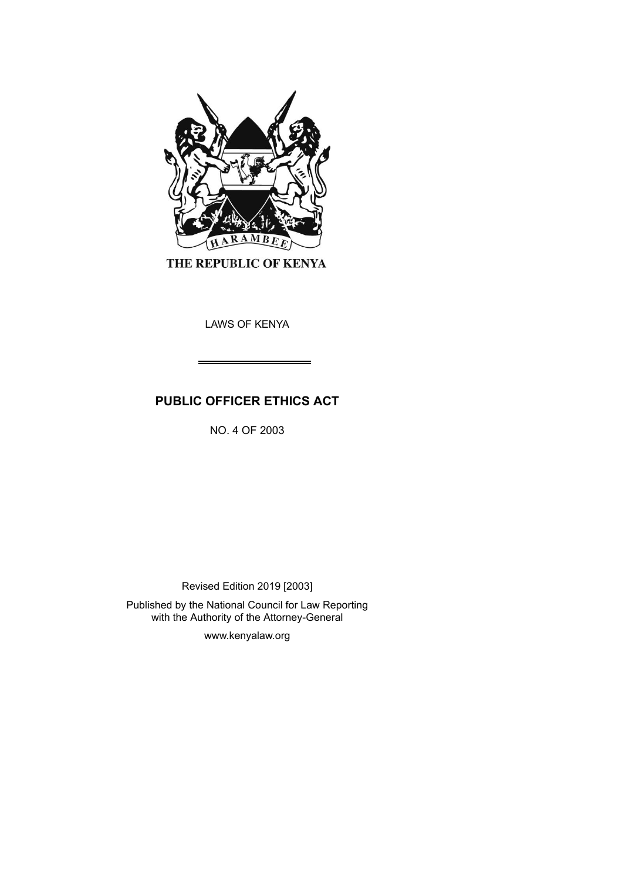HARAMBEE

THE REPUBLIC OF KENYA

LAWS OF KENYA

# PUBLIC OFFICER ETHICS ACT

NO. 4 OF 2003

Revised Edition 2019 [2003]

Published by the National Council for Law Reporting with the Authority of the Attorney-General

www.kenyalaw.org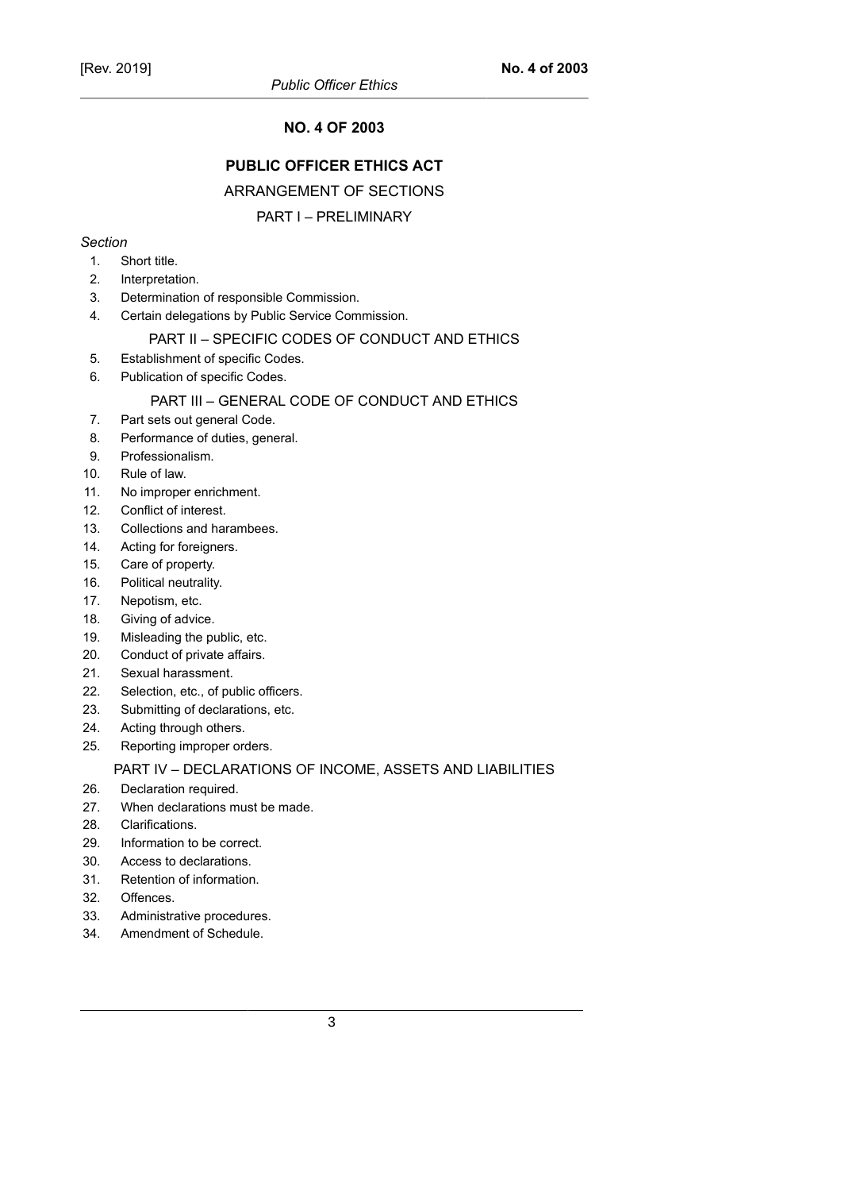# NO. 4 OF 2003

## PUBLIC OFFICER ETHICS ACT

ARRANGEMENT OF SECTIONS

PART I – PRELIMINARY

*Section*

1. Short title.
2. Interpretation.
3. Determination of responsible Commission.
4. Certain delegations by Public Service Commission.

PART II – SPECIFIC CODES OF CONDUCT AND ETHICS

5. Establishment of specific Codes.
6. Publication of specific Codes.

PART III – GENERAL CODE OF CONDUCT AND ETHICS

7. Part sets out general Code.
8. Performance of duties, general.
9. Professionalism.
10. Rule of law.
11. No improper enrichment.
12. Conflict of interest.
13. Collections and harambees.
14. Acting for foreigners.
15. Care of property.
16. Political neutrality.
17. Nepotism, etc.
18. Giving of advice.
19. Misleading the public, etc.
20. Conduct of private affairs.
21. Sexual harassment.
22. Selection, etc., of public officers.
23. Submitting of declarations, etc.
24. Acting through others.
25. Reporting improper orders.

PART IV – DECLARATIONS OF INCOME, ASSETS AND LIABILITIES

26. Declaration required.
27. When declarations must be made.
28. Clarifications.
29. Information to be correct.
30. Access to declarations.
31. Retention of information.
32. Offences.
33. Administrative procedures.
34. Amendment of Schedule.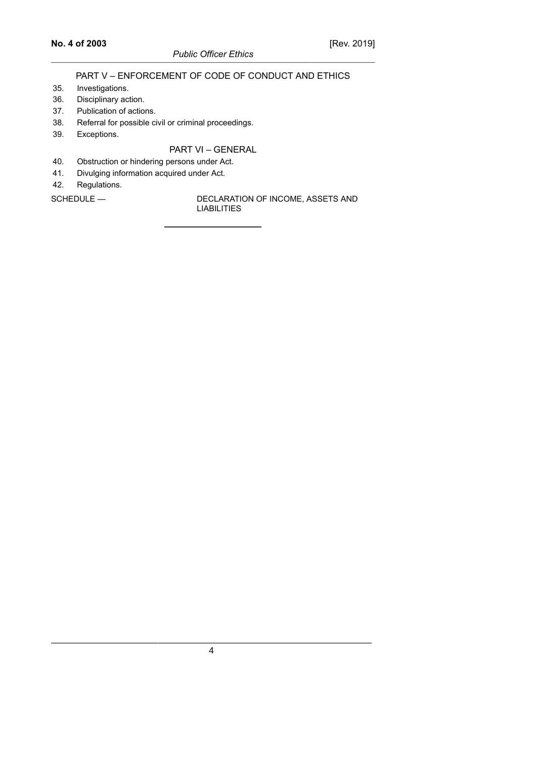PART V – ENFORCEMENT OF CODE OF CONDUCT AND ETHICS

35. Investigations.
36. Disciplinary action.
37. Publication of actions.
38. Referral for possible civil or criminal proceedings.
39. Exceptions.

PART VI – GENERAL

40. Obstruction or hindering persons under Act.
41. Divulging information acquired under Act.
42. Regulations.

SCHEDULE — DECLARATION OF INCOME, ASSETS AND LIABILITIES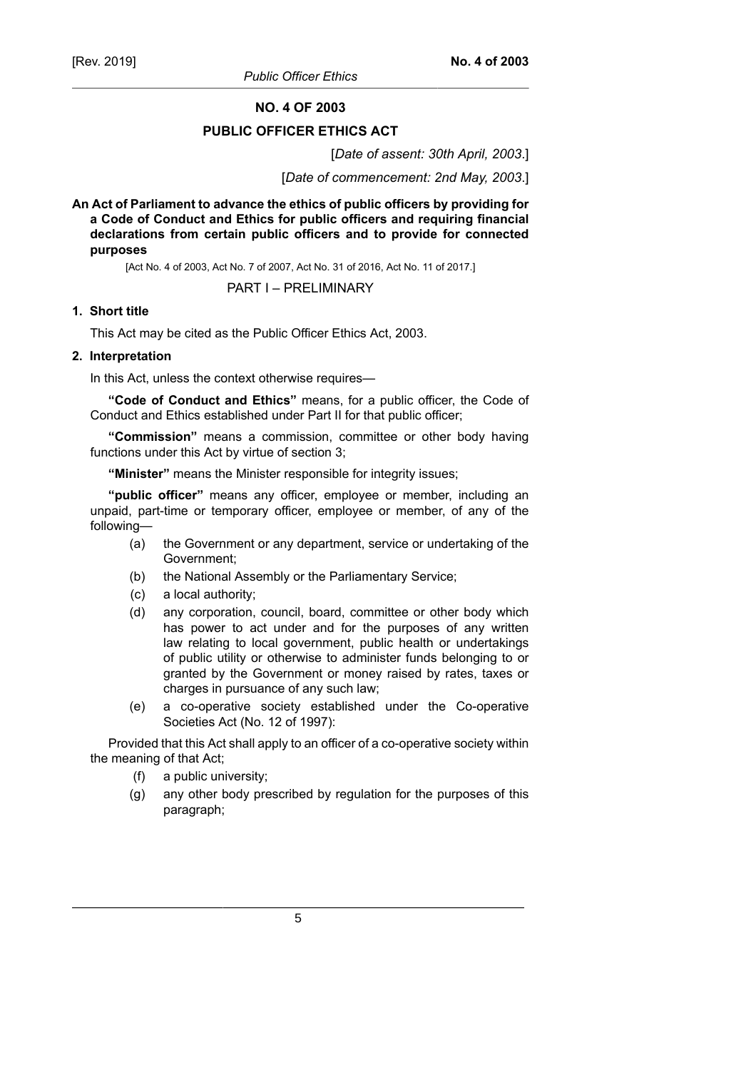# NO. 4 OF 2003

## PUBLIC OFFICER ETHICS ACT

[*Date of assent: 30th April, 2003*.]

[*Date of commencement: 2nd May, 2003*.]

**An Act of Parliament to advance the ethics of public officers by providing for a Code of Conduct and Ethics for public officers and requiring financial declarations from certain public officers and to provide for connected purposes**

[Act No. 4 of 2003, Act No. 7 of 2007, Act No. 31 of 2016, Act No. 11 of 2017.]

PART I – PRELIMINARY

**1. Short title**

This Act may be cited as the Public Officer Ethics Act, 2003.

**2. Interpretation**

In this Act, unless the context otherwise requires—

**"Code of Conduct and Ethics"** means, for a public officer, the Code of Conduct and Ethics established under Part II for that public officer;

**"Commission"** means a commission, committee or other body having functions under this Act by virtue of section 3;

**"Minister"** means the Minister responsible for integrity issues;

**"public officer"** means any officer, employee or member, including an unpaid, part-time or temporary officer, employee or member, of any of the following—

(a) the Government or any department, service or undertaking of the Government;

(b) the National Assembly or the Parliamentary Service;

(c) a local authority;

(d) any corporation, council, board, committee or other body which has power to act under and for the purposes of any written law relating to local government, public health or undertakings of public utility or otherwise to administer funds belonging to or granted by the Government or money raised by rates, taxes or charges in pursuance of any such law;

(e) a co-operative society established under the Co-operative Societies Act (No. 12 of 1997):

Provided that this Act shall apply to an officer of a co-operative society within the meaning of that Act;

(f) a public university;

(g) any other body prescribed by regulation for the purposes of this paragraph;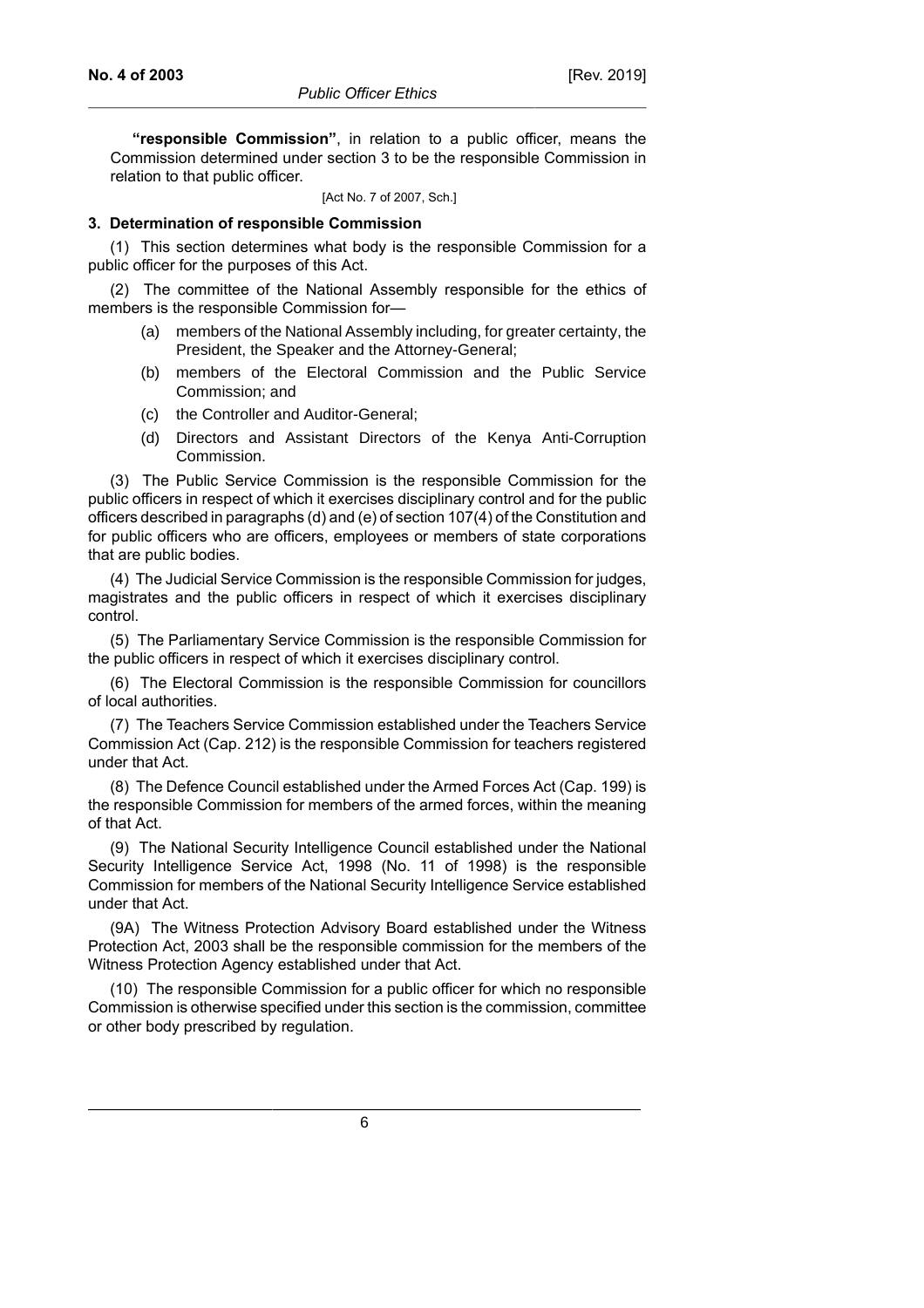**"responsible Commission"**, in relation to a public officer, means the Commission determined under section 3 to be the responsible Commission in relation to that public officer.

[Act No. 7 of 2007, Sch.]

### 3. Determination of responsible Commission

(1) This section determines what body is the responsible Commission for a public officer for the purposes of this Act.

(2) The committee of the National Assembly responsible for the ethics of members is the responsible Commission for—

- (a) members of the National Assembly including, for greater certainty, the President, the Speaker and the Attorney-General;
- (b) members of the Electoral Commission and the Public Service Commission; and
- (c) the Controller and Auditor-General;
- (d) Directors and Assistant Directors of the Kenya Anti-Corruption Commission.

(3) The Public Service Commission is the responsible Commission for the public officers in respect of which it exercises disciplinary control and for the public officers described in paragraphs (d) and (e) of section 107(4) of the Constitution and for public officers who are officers, employees or members of state corporations that are public bodies.

(4) The Judicial Service Commission is the responsible Commission for judges, magistrates and the public officers in respect of which it exercises disciplinary control.

(5) The Parliamentary Service Commission is the responsible Commission for the public officers in respect of which it exercises disciplinary control.

(6) The Electoral Commission is the responsible Commission for councillors of local authorities.

(7) The Teachers Service Commission established under the Teachers Service Commission Act (Cap. 212) is the responsible Commission for teachers registered under that Act.

(8) The Defence Council established under the Armed Forces Act (Cap. 199) is the responsible Commission for members of the armed forces, within the meaning of that Act.

(9) The National Security Intelligence Council established under the National Security Intelligence Service Act, 1998 (No. 11 of 1998) is the responsible Commission for members of the National Security Intelligence Service established under that Act.

(9A) The Witness Protection Advisory Board established under the Witness Protection Act, 2003 shall be the responsible commission for the members of the Witness Protection Agency established under that Act.

(10) The responsible Commission for a public officer for which no responsible Commission is otherwise specified under this section is the commission, committee or other body prescribed by regulation.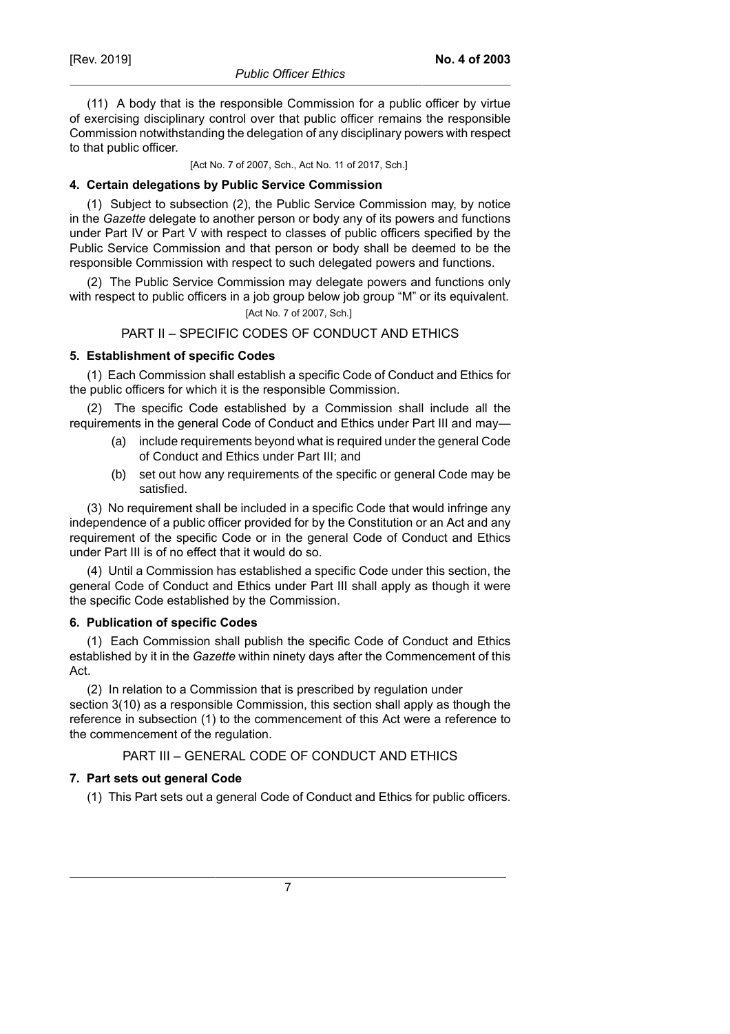(11) A body that is the responsible Commission for a public officer by virtue of exercising disciplinary control over that public officer remains the responsible Commission notwithstanding the delegation of any disciplinary powers with respect to that public officer.

[Act No. 7 of 2007, Sch., Act No. 11 of 2017, Sch.]

**4. Certain delegations by Public Service Commission**

(1) Subject to subsection (2), the Public Service Commission may, by notice in the *Gazette* delegate to another person or body any of its powers and functions under Part IV or Part V with respect to classes of public officers specified by the Public Service Commission and that person or body shall be deemed to be the responsible Commission with respect to such delegated powers and functions.

(2) The Public Service Commission may delegate powers and functions only with respect to public officers in a job group below job group "M" or its equivalent.

[Act No. 7 of 2007, Sch.]

## PART II – SPECIFIC CODES OF CONDUCT AND ETHICS

**5. Establishment of specific Codes**

(1) Each Commission shall establish a specific Code of Conduct and Ethics for the public officers for which it is the responsible Commission.

(2) The specific Code established by a Commission shall include all the requirements in the general Code of Conduct and Ethics under Part III and may—

(a) include requirements beyond what is required under the general Code of Conduct and Ethics under Part III; and

(b) set out how any requirements of the specific or general Code may be satisfied.

(3) No requirement shall be included in a specific Code that would infringe any independence of a public officer provided for by the Constitution or an Act and any requirement of the specific Code or in the general Code of Conduct and Ethics under Part III is of no effect that it would do so.

(4) Until a Commission has established a specific Code under this section, the general Code of Conduct and Ethics under Part III shall apply as though it were the specific Code established by the Commission.

**6. Publication of specific Codes**

(1) Each Commission shall publish the specific Code of Conduct and Ethics established by it in the *Gazette* within ninety days after the Commencement of this Act.

(2) In relation to a Commission that is prescribed by regulation under section 3(10) as a responsible Commission, this section shall apply as though the reference in subsection (1) to the commencement of this Act were a reference to the commencement of the regulation.

## PART III – GENERAL CODE OF CONDUCT AND ETHICS

**7. Part sets out general Code**

(1) This Part sets out a general Code of Conduct and Ethics for public officers.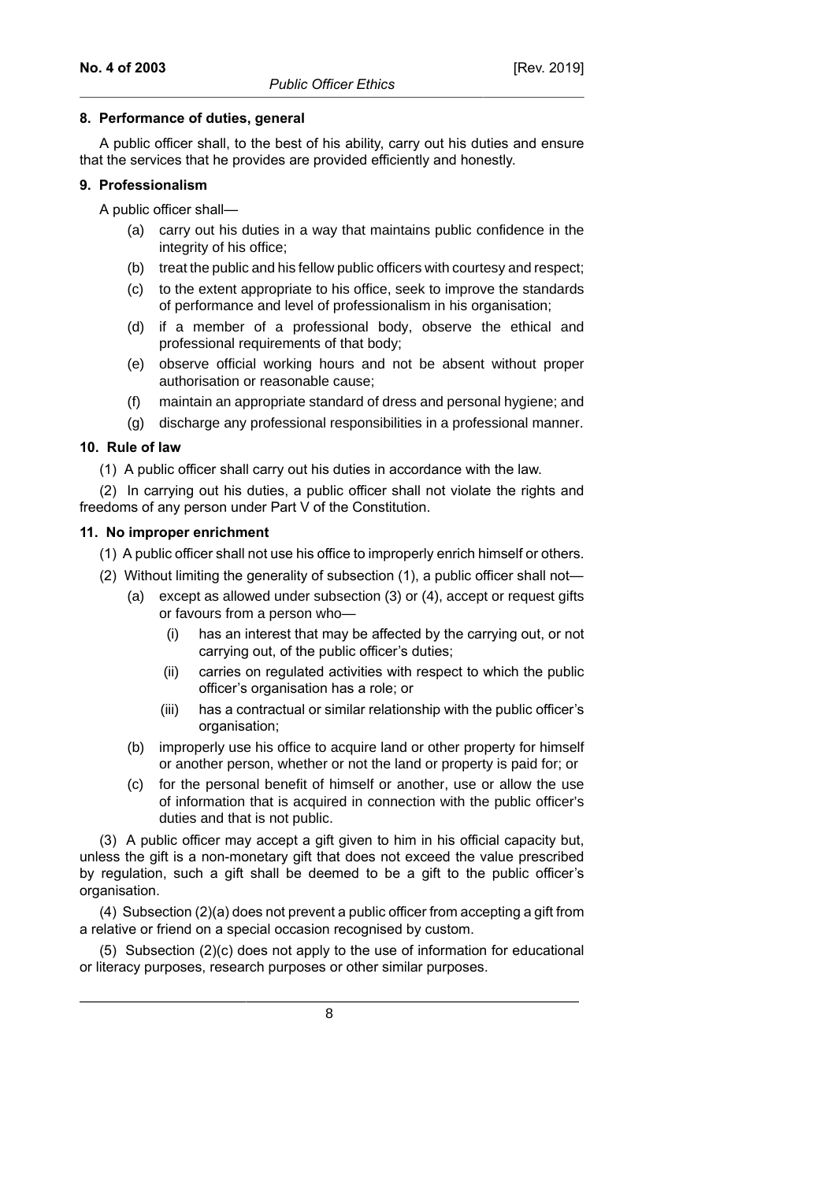**8. Performance of duties, general**

A public officer shall, to the best of his ability, carry out his duties and ensure that the services that he provides are provided efficiently and honestly.

**9. Professionalism**

A public officer shall—

(a) carry out his duties in a way that maintains public confidence in the integrity of his office;

(b) treat the public and his fellow public officers with courtesy and respect;

(c) to the extent appropriate to his office, seek to improve the standards of performance and level of professionalism in his organisation;

(d) if a member of a professional body, observe the ethical and professional requirements of that body;

(e) observe official working hours and not be absent without proper authorisation or reasonable cause;

(f) maintain an appropriate standard of dress and personal hygiene; and

(g) discharge any professional responsibilities in a professional manner.

**10. Rule of law**

(1) A public officer shall carry out his duties in accordance with the law.

(2) In carrying out his duties, a public officer shall not violate the rights and freedoms of any person under Part V of the Constitution.

**11. No improper enrichment**

(1) A public officer shall not use his office to improperly enrich himself or others.

(2) Without limiting the generality of subsection (1), a public officer shall not—

(a) except as allowed under subsection (3) or (4), accept or request gifts or favours from a person who—

(i) has an interest that may be affected by the carrying out, or not carrying out, of the public officer's duties;

(ii) carries on regulated activities with respect to which the public officer's organisation has a role; or

(iii) has a contractual or similar relationship with the public officer's organisation;

(b) improperly use his office to acquire land or other property for himself or another person, whether or not the land or property is paid for; or

(c) for the personal benefit of himself or another, use or allow the use of information that is acquired in connection with the public officer's duties and that is not public.

(3) A public officer may accept a gift given to him in his official capacity but, unless the gift is a non-monetary gift that does not exceed the value prescribed by regulation, such a gift shall be deemed to be a gift to the public officer's organisation.

(4) Subsection (2)(a) does not prevent a public officer from accepting a gift from a relative or friend on a special occasion recognised by custom.

(5) Subsection (2)(c) does not apply to the use of information for educational or literacy purposes, research purposes or other similar purposes.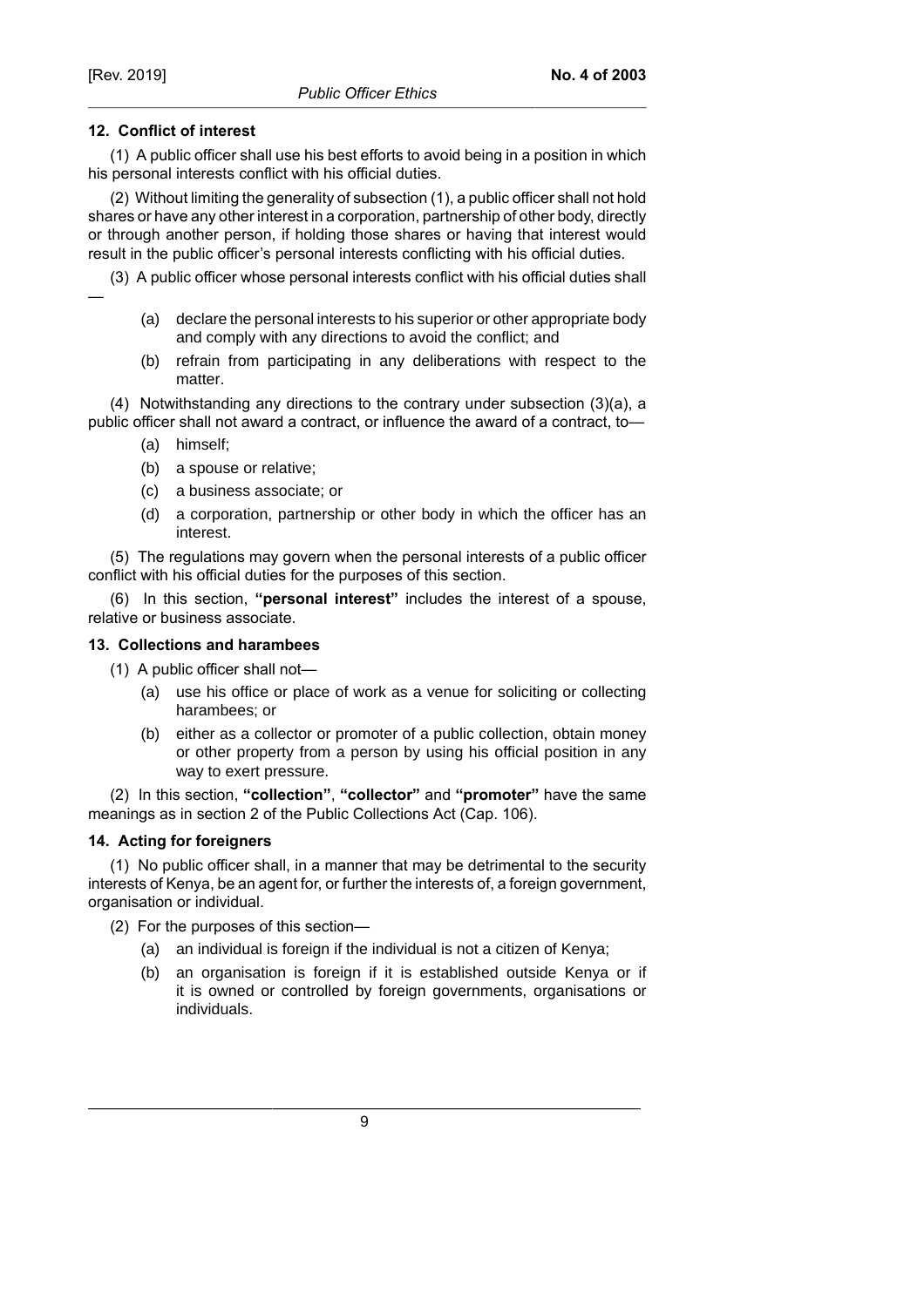### 12. Conflict of interest

(1) A public officer shall use his best efforts to avoid being in a position in which his personal interests conflict with his official duties.

(2) Without limiting the generality of subsection (1), a public officer shall not hold shares or have any other interest in a corporation, partnership of other body, directly or through another person, if holding those shares or having that interest would result in the public officer's personal interests conflicting with his official duties.

(3) A public officer whose personal interests conflict with his official duties shall —

- (a) declare the personal interests to his superior or other appropriate body and comply with any directions to avoid the conflict; and
- (b) refrain from participating in any deliberations with respect to the matter.

(4) Notwithstanding any directions to the contrary under subsection (3)(a), a public officer shall not award a contract, or influence the award of a contract, to—

- (a) himself;
- (b) a spouse or relative;
- (c) a business associate; or
- (d) a corporation, partnership or other body in which the officer has an interest.

(5) The regulations may govern when the personal interests of a public officer conflict with his official duties for the purposes of this section.

(6) In this section, **"personal interest"** includes the interest of a spouse, relative or business associate.

### 13. Collections and harambees

(1) A public officer shall not—

- (a) use his office or place of work as a venue for soliciting or collecting harambees; or
- (b) either as a collector or promoter of a public collection, obtain money or other property from a person by using his official position in any way to exert pressure.

(2) In this section, **"collection"**, **"collector"** and **"promoter"** have the same meanings as in section 2 of the Public Collections Act (Cap. 106).

### 14. Acting for foreigners

(1) No public officer shall, in a manner that may be detrimental to the security interests of Kenya, be an agent for, or further the interests of, a foreign government, organisation or individual.

(2) For the purposes of this section—

- (a) an individual is foreign if the individual is not a citizen of Kenya;
- (b) an organisation is foreign if it is established outside Kenya or if it is owned or controlled by foreign governments, organisations or individuals.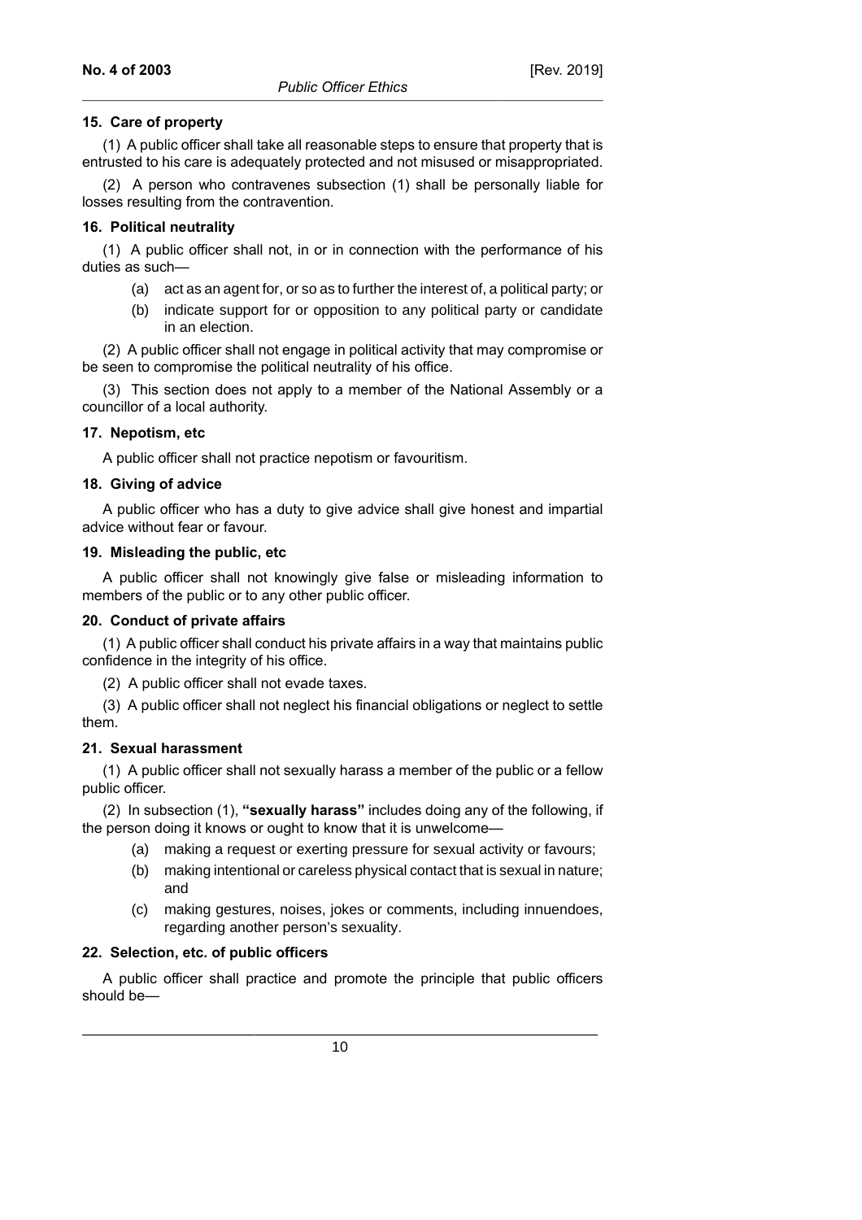### 15. Care of property

(1) A public officer shall take all reasonable steps to ensure that property that is entrusted to his care is adequately protected and not misused or misappropriated.

(2) A person who contravenes subsection (1) shall be personally liable for losses resulting from the contravention.

### 16. Political neutrality

(1) A public officer shall not, in or in connection with the performance of his duties as such—

(a) act as an agent for, or so as to further the interest of, a political party; or

(b) indicate support for or opposition to any political party or candidate in an election.

(2) A public officer shall not engage in political activity that may compromise or be seen to compromise the political neutrality of his office.

(3) This section does not apply to a member of the National Assembly or a councillor of a local authority.

### 17. Nepotism, etc

A public officer shall not practice nepotism or favouritism.

### 18. Giving of advice

A public officer who has a duty to give advice shall give honest and impartial advice without fear or favour.

### 19. Misleading the public, etc

A public officer shall not knowingly give false or misleading information to members of the public or to any other public officer.

### 20. Conduct of private affairs

(1) A public officer shall conduct his private affairs in a way that maintains public confidence in the integrity of his office.

(2) A public officer shall not evade taxes.

(3) A public officer shall not neglect his financial obligations or neglect to settle them.

### 21. Sexual harassment

(1) A public officer shall not sexually harass a member of the public or a fellow public officer.

(2) In subsection (1), **"sexually harass"** includes doing any of the following, if the person doing it knows or ought to know that it is unwelcome—

(a) making a request or exerting pressure for sexual activity or favours;

(b) making intentional or careless physical contact that is sexual in nature; and

(c) making gestures, noises, jokes or comments, including innuendoes, regarding another person's sexuality.

### 22. Selection, etc. of public officers

A public officer shall practice and promote the principle that public officers should be—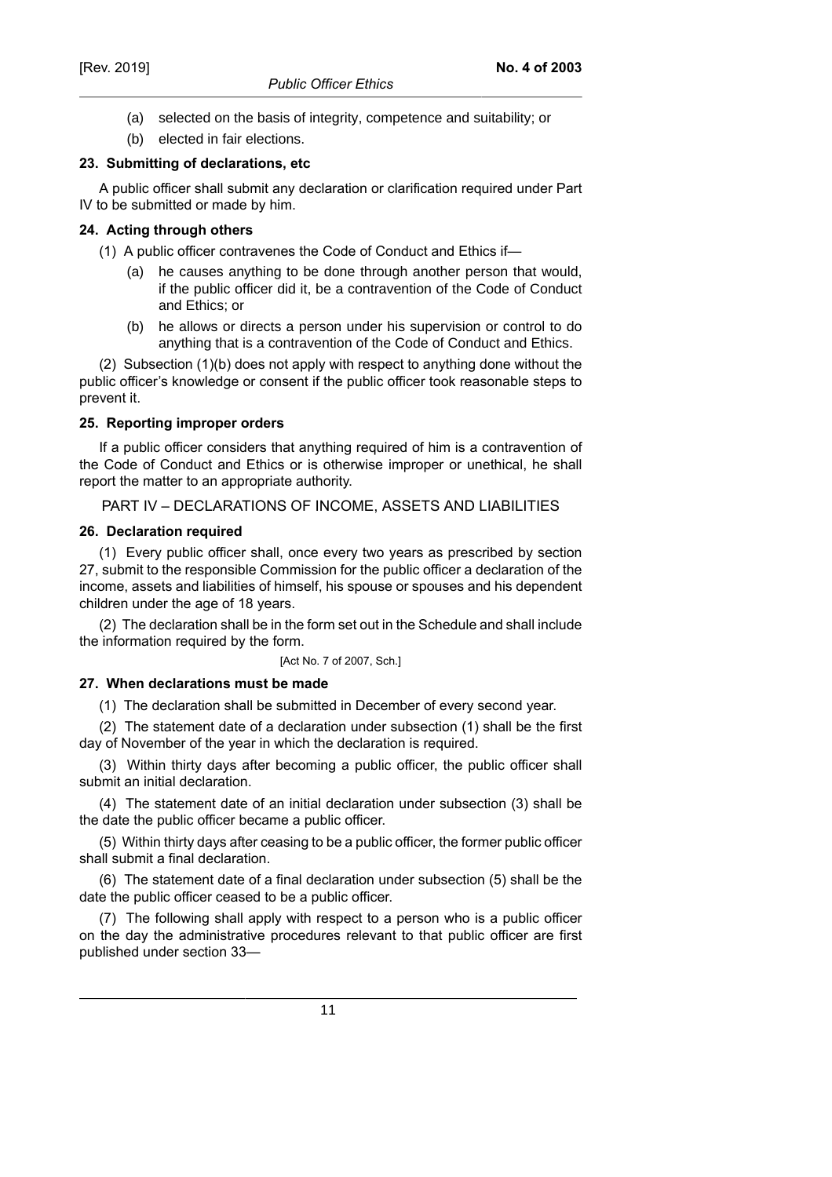(a) selected on the basis of integrity, competence and suitability; or

(b) elected in fair elections.

**23. Submitting of declarations, etc**

A public officer shall submit any declaration or clarification required under Part IV to be submitted or made by him.

**24. Acting through others**

(1) A public officer contravenes the Code of Conduct and Ethics if—

(a) he causes anything to be done through another person that would, if the public officer did it, be a contravention of the Code of Conduct and Ethics; or

(b) he allows or directs a person under his supervision or control to do anything that is a contravention of the Code of Conduct and Ethics.

(2) Subsection (1)(b) does not apply with respect to anything done without the public officer's knowledge or consent if the public officer took reasonable steps to prevent it.

**25. Reporting improper orders**

If a public officer considers that anything required of him is a contravention of the Code of Conduct and Ethics or is otherwise improper or unethical, he shall report the matter to an appropriate authority.

## PART IV – DECLARATIONS OF INCOME, ASSETS AND LIABILITIES

**26. Declaration required**

(1) Every public officer shall, once every two years as prescribed by section 27, submit to the responsible Commission for the public officer a declaration of the income, assets and liabilities of himself, his spouse or spouses and his dependent children under the age of 18 years.

(2) The declaration shall be in the form set out in the Schedule and shall include the information required by the form.

[Act No. 7 of 2007, Sch.]

**27. When declarations must be made**

(1) The declaration shall be submitted in December of every second year.

(2) The statement date of a declaration under subsection (1) shall be the first day of November of the year in which the declaration is required.

(3) Within thirty days after becoming a public officer, the public officer shall submit an initial declaration.

(4) The statement date of an initial declaration under subsection (3) shall be the date the public officer became a public officer.

(5) Within thirty days after ceasing to be a public officer, the former public officer shall submit a final declaration.

(6) The statement date of a final declaration under subsection (5) shall be the date the public officer ceased to be a public officer.

(7) The following shall apply with respect to a person who is a public officer on the day the administrative procedures relevant to that public officer are first published under section 33—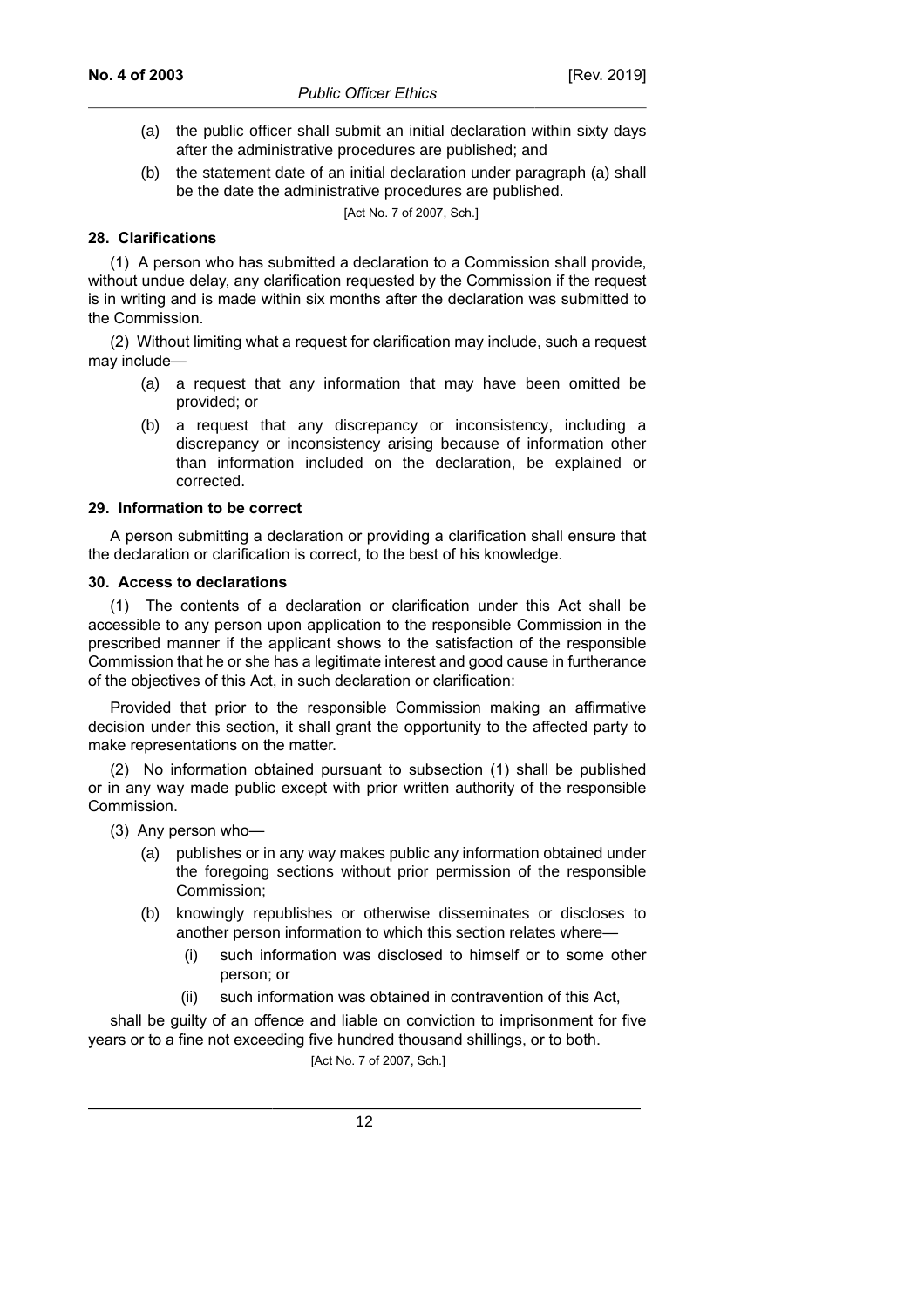(a) the public officer shall submit an initial declaration within sixty days after the administrative procedures are published; and

(b) the statement date of an initial declaration under paragraph (a) shall be the date the administrative procedures are published.

[Act No. 7 of 2007, Sch.]

**28. Clarifications**

(1) A person who has submitted a declaration to a Commission shall provide, without undue delay, any clarification requested by the Commission if the request is in writing and is made within six months after the declaration was submitted to the Commission.

(2) Without limiting what a request for clarification may include, such a request may include—

(a) a request that any information that may have been omitted be provided; or

(b) a request that any discrepancy or inconsistency, including a discrepancy or inconsistency arising because of information other than information included on the declaration, be explained or corrected.

**29. Information to be correct**

A person submitting a declaration or providing a clarification shall ensure that the declaration or clarification is correct, to the best of his knowledge.

**30. Access to declarations**

(1) The contents of a declaration or clarification under this Act shall be accessible to any person upon application to the responsible Commission in the prescribed manner if the applicant shows to the satisfaction of the responsible Commission that he or she has a legitimate interest and good cause in furtherance of the objectives of this Act, in such declaration or clarification:

Provided that prior to the responsible Commission making an affirmative decision under this section, it shall grant the opportunity to the affected party to make representations on the matter.

(2) No information obtained pursuant to subsection (1) shall be published or in any way made public except with prior written authority of the responsible Commission.

(3) Any person who—

(a) publishes or in any way makes public any information obtained under the foregoing sections without prior permission of the responsible Commission;

(b) knowingly republishes or otherwise disseminates or discloses to another person information to which this section relates where—

(i) such information was disclosed to himself or to some other person; or

(ii) such information was obtained in contravention of this Act,

shall be guilty of an offence and liable on conviction to imprisonment for five years or to a fine not exceeding five hundred thousand shillings, or to both.

[Act No. 7 of 2007, Sch.]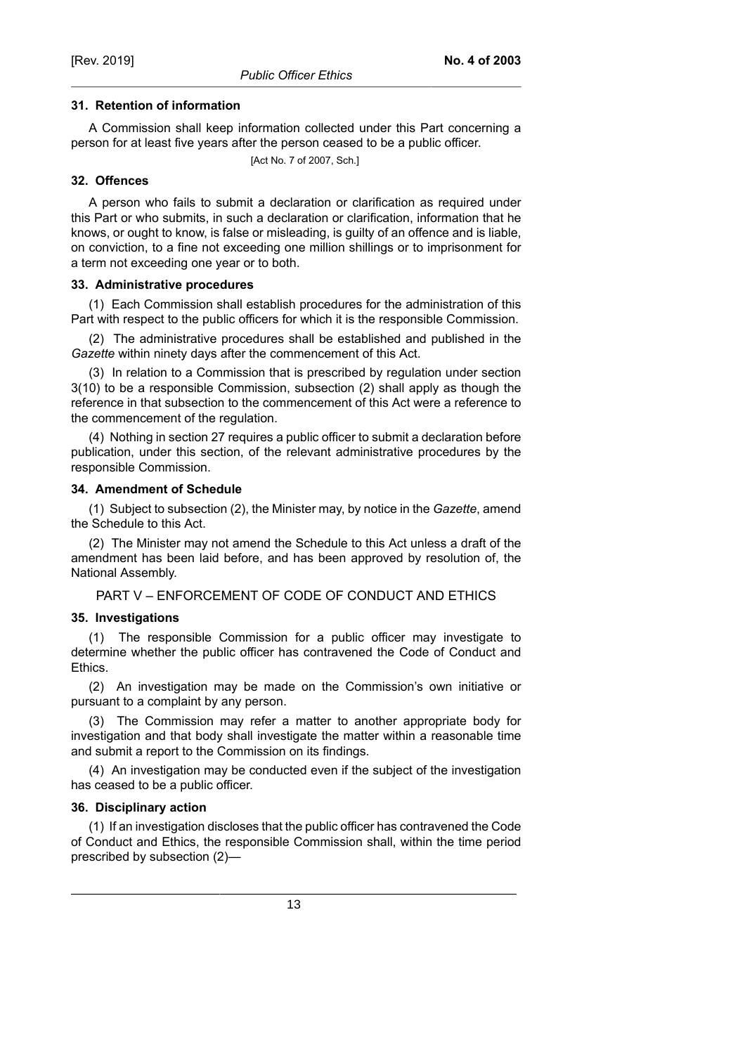### 31. Retention of information

A Commission shall keep information collected under this Part concerning a person for at least five years after the person ceased to be a public officer.

[Act No. 7 of 2007, Sch.]

### 32. Offences

A person who fails to submit a declaration or clarification as required under this Part or who submits, in such a declaration or clarification, information that he knows, or ought to know, is false or misleading, is guilty of an offence and is liable, on conviction, to a fine not exceeding one million shillings or to imprisonment for a term not exceeding one year or to both.

### 33. Administrative procedures

(1) Each Commission shall establish procedures for the administration of this Part with respect to the public officers for which it is the responsible Commission.

(2) The administrative procedures shall be established and published in the *Gazette* within ninety days after the commencement of this Act.

(3) In relation to a Commission that is prescribed by regulation under section 3(10) to be a responsible Commission, subsection (2) shall apply as though the reference in that subsection to the commencement of this Act were a reference to the commencement of the regulation.

(4) Nothing in section 27 requires a public officer to submit a declaration before publication, under this section, of the relevant administrative procedures by the responsible Commission.

### 34. Amendment of Schedule

(1) Subject to subsection (2), the Minister may, by notice in the *Gazette*, amend the Schedule to this Act.

(2) The Minister may not amend the Schedule to this Act unless a draft of the amendment has been laid before, and has been approved by resolution of, the National Assembly.

## PART V – ENFORCEMENT OF CODE OF CONDUCT AND ETHICS

### 35. Investigations

(1) The responsible Commission for a public officer may investigate to determine whether the public officer has contravened the Code of Conduct and Ethics.

(2) An investigation may be made on the Commission's own initiative or pursuant to a complaint by any person.

(3) The Commission may refer a matter to another appropriate body for investigation and that body shall investigate the matter within a reasonable time and submit a report to the Commission on its findings.

(4) An investigation may be conducted even if the subject of the investigation has ceased to be a public officer.

### 36. Disciplinary action

(1) If an investigation discloses that the public officer has contravened the Code of Conduct and Ethics, the responsible Commission shall, within the time period prescribed by subsection (2)—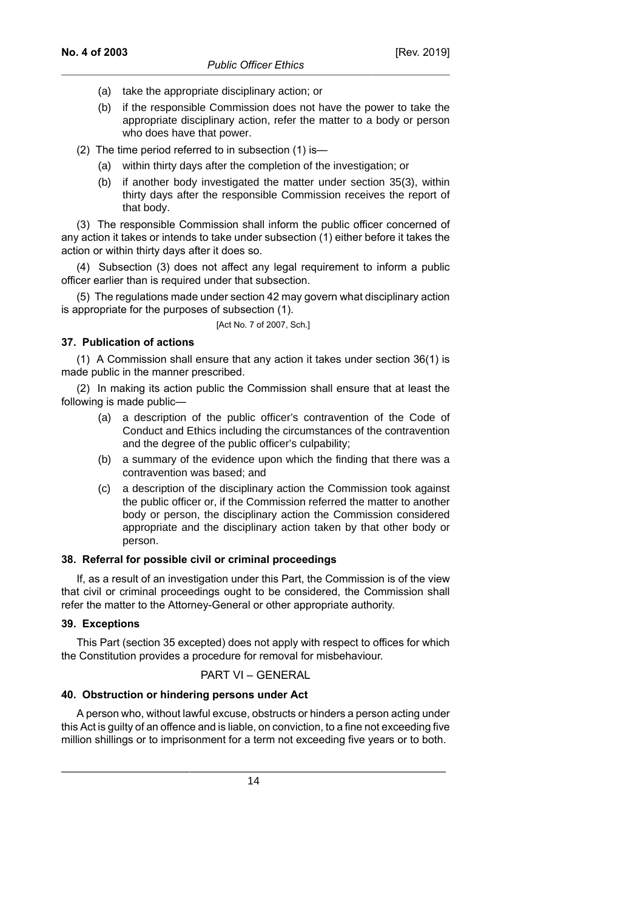(a) take the appropriate disciplinary action; or

(b) if the responsible Commission does not have the power to take the appropriate disciplinary action, refer the matter to a body or person who does have that power.

(2) The time period referred to in subsection (1) is—

(a) within thirty days after the completion of the investigation; or

(b) if another body investigated the matter under section 35(3), within thirty days after the responsible Commission receives the report of that body.

(3) The responsible Commission shall inform the public officer concerned of any action it takes or intends to take under subsection (1) either before it takes the action or within thirty days after it does so.

(4) Subsection (3) does not affect any legal requirement to inform a public officer earlier than is required under that subsection.

(5) The regulations made under section 42 may govern what disciplinary action is appropriate for the purposes of subsection (1).

[Act No. 7 of 2007, Sch.]

**37. Publication of actions**

(1) A Commission shall ensure that any action it takes under section 36(1) is made public in the manner prescribed.

(2) In making its action public the Commission shall ensure that at least the following is made public—

(a) a description of the public officer's contravention of the Code of Conduct and Ethics including the circumstances of the contravention and the degree of the public officer's culpability;

(b) a summary of the evidence upon which the finding that there was a contravention was based; and

(c) a description of the disciplinary action the Commission took against the public officer or, if the Commission referred the matter to another body or person, the disciplinary action the Commission considered appropriate and the disciplinary action taken by that other body or person.

**38. Referral for possible civil or criminal proceedings**

If, as a result of an investigation under this Part, the Commission is of the view that civil or criminal proceedings ought to be considered, the Commission shall refer the matter to the Attorney-General or other appropriate authority.

**39. Exceptions**

This Part (section 35 excepted) does not apply with respect to offices for which the Constitution provides a procedure for removal for misbehaviour.

## PART VI – GENERAL

**40. Obstruction or hindering persons under Act**

A person who, without lawful excuse, obstructs or hinders a person acting under this Act is guilty of an offence and is liable, on conviction, to a fine not exceeding five million shillings or to imprisonment for a term not exceeding five years or to both.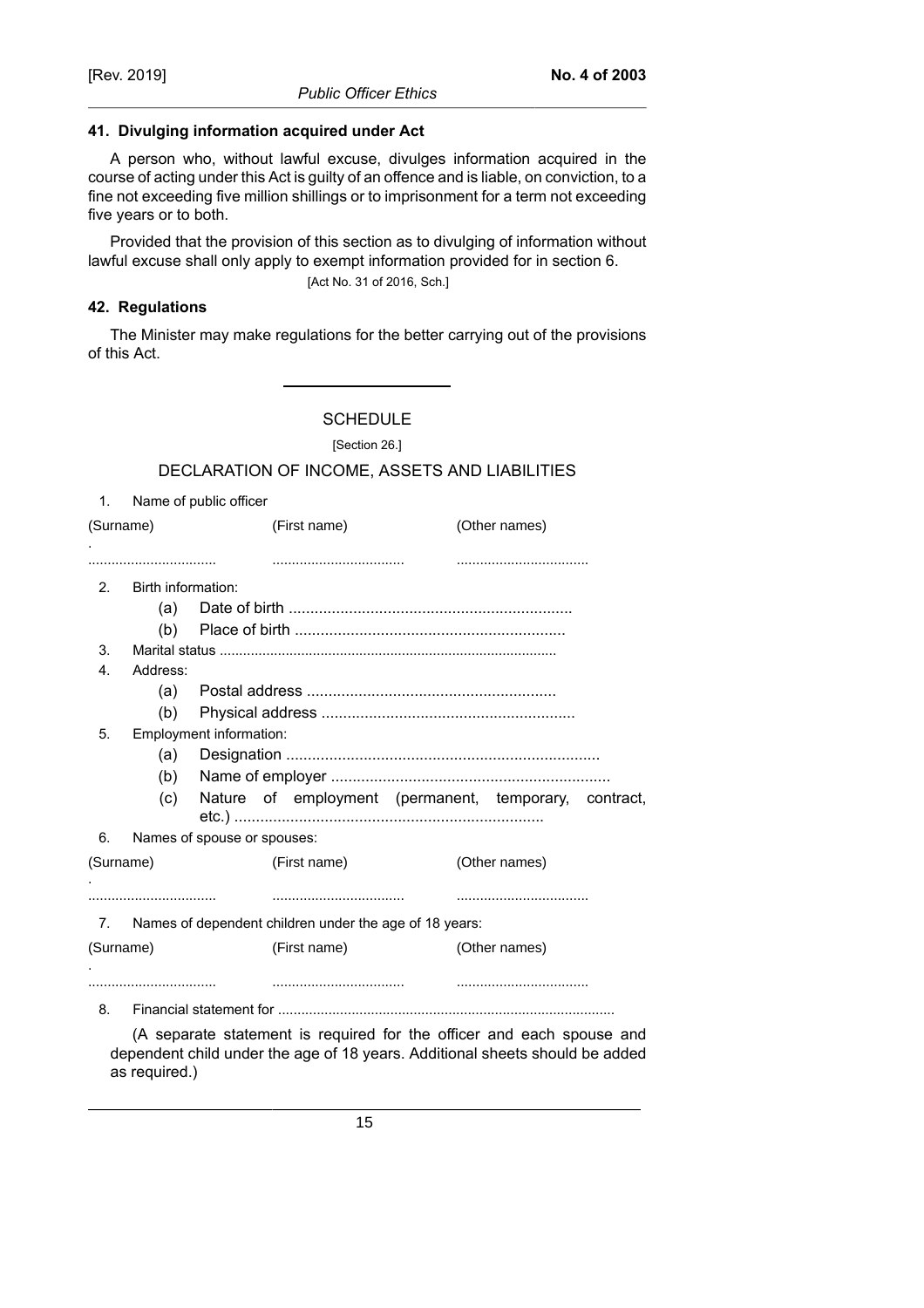### 41. Divulging information acquired under Act

A person who, without lawful excuse, divulges information acquired in the course of acting under this Act is guilty of an offence and is liable, on conviction, to a fine not exceeding five million shillings or to imprisonment for a term not exceeding five years or to both.

Provided that the provision of this section as to divulging of information without lawful excuse shall only apply to exempt information provided for in section 6.

[Act No. 31 of 2016, Sch.]

### 42. Regulations

The Minister may make regulations for the better carrying out of the provisions of this Act.

---

## SCHEDULE

[Section 26.]

## DECLARATION OF INCOME, ASSETS AND LIABILITIES

1. Name of public officer

| (Surname) | (First name) | (Other names) |
|---|---|---|
| ................................. | .................................. | .................................. |

2. Birth information:
   (a) Date of birth .................................................................
   (b) Place of birth ..............................................................
3. Marital status ......................................................................................
4. Address:
   (a) Postal address .........................................................
   (b) Physical address ..........................................................
5. Employment information:
   (a) Designation ........................................................................
   (b) Name of employer ................................................................
   (c) Nature of employment (permanent, temporary, contract, etc.) .......................................................................
6. Names of spouse or spouses:

| (Surname) | (First name) | (Other names) |
|---|---|---|
| ................................. | .................................. | .................................. |

7. Names of dependent children under the age of 18 years:

| (Surname) | (First name) | (Other names) |
|---|---|---|
| ................................. | .................................. | .................................. |

8. Financial statement for ......................................................................................

   (A separate statement is required for the officer and each spouse and dependent child under the age of 18 years. Additional sheets should be added as required.)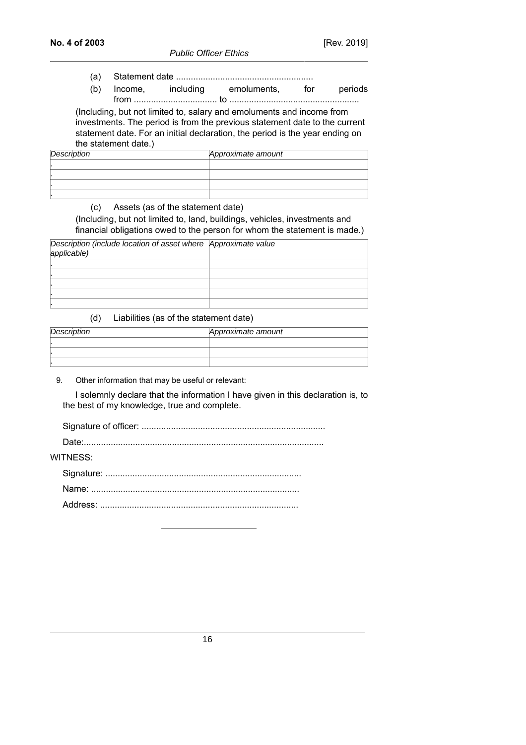(a) Statement date .......................................................

(b) Income, including emoluments, for periods from .................................. to ....................................................

(Including, but not limited to, salary and emoluments and income from investments. The period is from the previous statement date to the current statement date. For an initial declaration, the period is the year ending on the statement date.)

| *Description* | *Approximate amount* |
|---|---|
| . | |
| . | |
| . | |
| . | |

(c) Assets (as of the statement date)

(Including, but not limited to, land, buildings, vehicles, investments and financial obligations owed to the person for whom the statement is made.)

| *Description (include location of asset where applicable)* | *Approximate value* |
|---|---|
| . | |
| . | |
| . | |
| . | |
| . | |

(d) Liabilities (as of the statement date)

| *Description* | *Approximate amount* |
|---|---|
| . | |
| . | |
| . | |

9. Other information that may be useful or relevant:

I solemnly declare that the information I have given in this declaration is, to the best of my knowledge, true and complete.

Signature of officer: ..........................................................................

Date:...................................................................................................

WITNESS:

Signature: ...............................................................................

Name: ....................................................................................

Address: ................................................................................